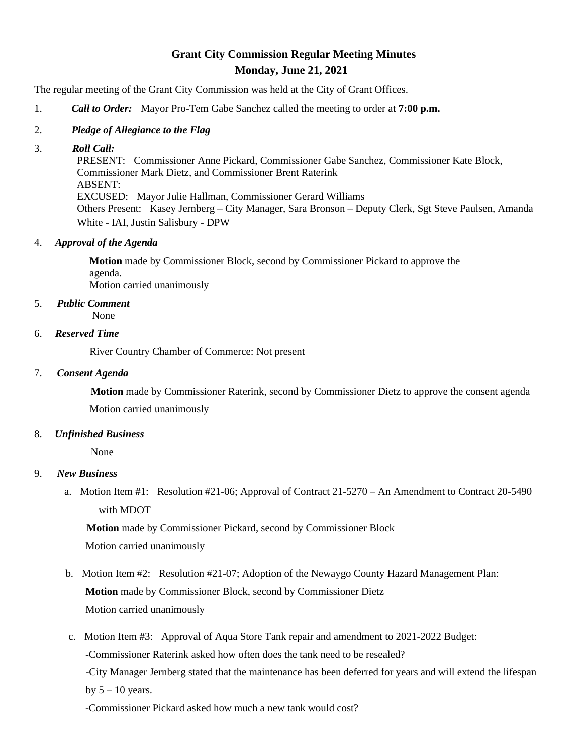# Grant City Commission Regular Meeting Minutes

## Monday, June 21, 2021

The regular meeting of the Grant City Commission was held at the City of Grant Offices.

1. ***Call to Order:*** Mayor Pro-Tem Gabe Sanchez called the meeting to order at **7:00 p.m.**

2. ***Pledge of Allegiance to the Flag***

3. ***Roll Call:***
   PRESENT: Commissioner Anne Pickard, Commissioner Gabe Sanchez, Commissioner Kate Block, Commissioner Mark Dietz, and Commissioner Brent Raterink
   ABSENT:
   EXCUSED: Mayor Julie Hallman, Commissioner Gerard Williams
   Others Present: Kasey Jernberg – City Manager, Sara Bronson – Deputy Clerk, Sgt Steve Paulsen, Amanda White - IAI, Justin Salisbury - DPW

4. ***Approval of the Agenda***

   **Motion** made by Commissioner Block, second by Commissioner Pickard to approve the agenda.
   Motion carried unanimously

5. ***Public Comment***
   None

6. ***Reserved Time***

   River Country Chamber of Commerce: Not present

7. ***Consent Agenda***

   **Motion** made by Commissioner Raterink, second by Commissioner Dietz to approve the consent agenda
   Motion carried unanimously

8. ***Unfinished Business***

   None

9. ***New Business***

   a. Motion Item #1: Resolution #21-06; Approval of Contract 21-5270 – An Amendment to Contract 20-5490 with MDOT

      **Motion** made by Commissioner Pickard, second by Commissioner Block
      Motion carried unanimously

   b. Motion Item #2: Resolution #21-07; Adoption of the Newaygo County Hazard Management Plan:
      **Motion** made by Commissioner Block, second by Commissioner Dietz
      Motion carried unanimously

   c. Motion Item #3: Approval of Aqua Store Tank repair and amendment to 2021-2022 Budget:
      -Commissioner Raterink asked how often does the tank need to be resealed?
      -City Manager Jernberg stated that the maintenance has been deferred for years and will extend the lifespan by 5 – 10 years.
      -Commissioner Pickard asked how much a new tank would cost?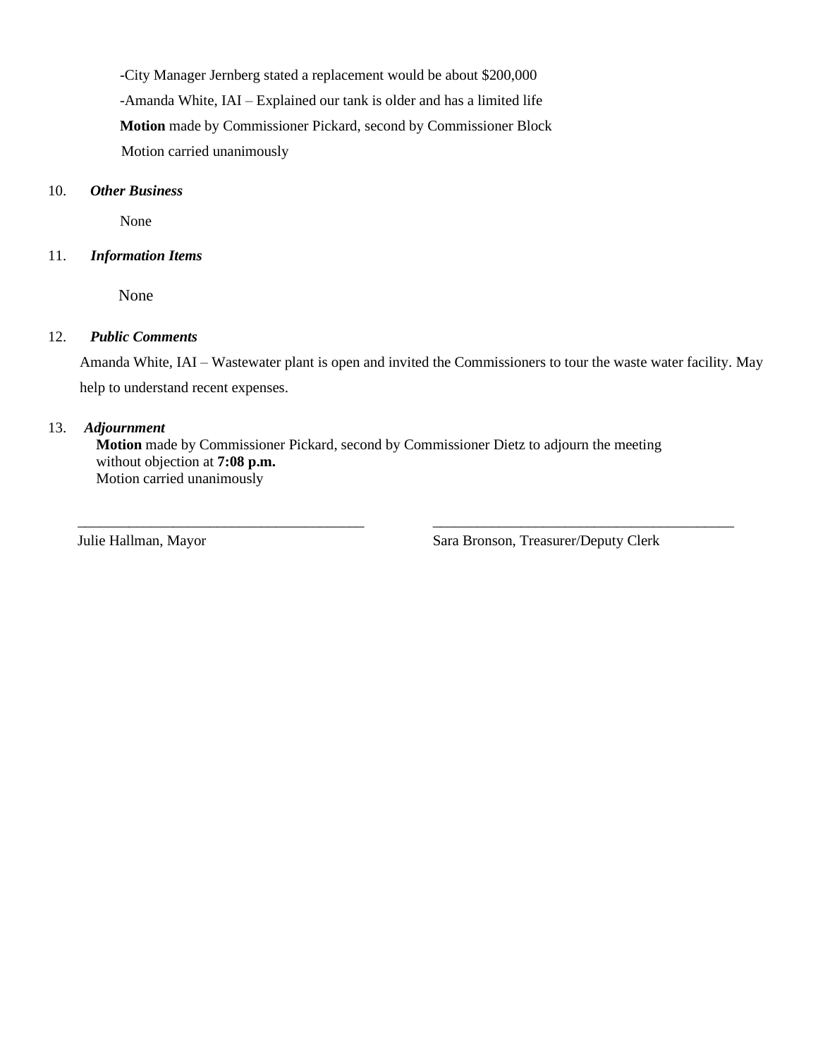-City Manager Jernberg stated a replacement would be about $200,000

-Amanda White, IAI – Explained our tank is older and has a limited life

**Motion** made by Commissioner Pickard, second by Commissioner Block

Motion carried unanimously

10. ***Other Business***

None

11. ***Information Items***

None

12. ***Public Comments***

Amanda White, IAI – Wastewater plant is open and invited the Commissioners to tour the waste water facility. May help to understand recent expenses.

13. ***Adjournment***

**Motion** made by Commissioner Pickard, second by Commissioner Dietz to adjourn the meeting without objection at **7:08 p.m.**

Motion carried unanimously

_______________________________________

Julie Hallman, Mayor

_______________________________________

Sara Bronson, Treasurer/Deputy Clerk